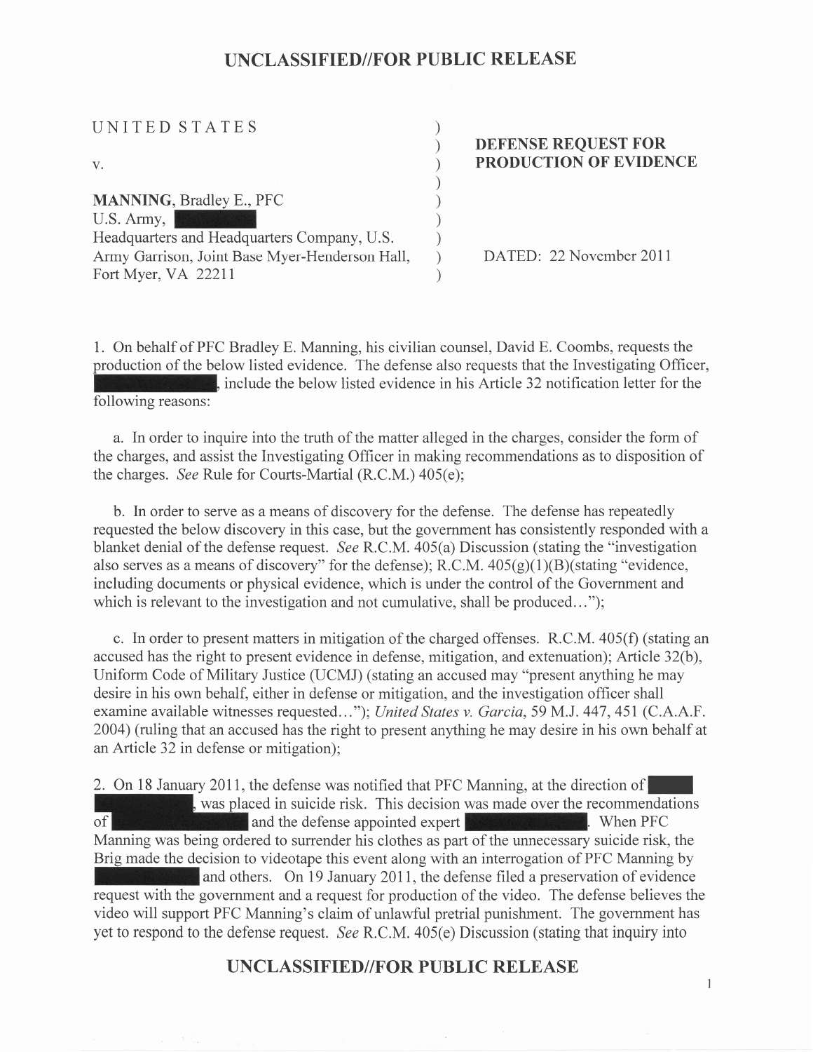UNCLASSIFIED//FOR PUBLIC RELEASE

| | | |
|---|---|---|
| UNITED STATES | ) | **DEFENSE REQUEST FOR PRODUCTION OF EVIDENCE** |
| v. | ) | |
| **MANNING**, Bradley E., PFC | ) | |
| U.S. Army, [REDACTED] | ) | |
| Headquarters and Headquarters Company, U.S. Army Garrison, Joint Base Myer-Henderson Hall, | ) | DATED: 22 November 2011 |
| Fort Myer, VA 22211 | ) | |

1. On behalf of PFC Bradley E. Manning, his civilian counsel, David E. Coombs, requests the production of the below listed evidence. The defense also requests that the Investigating Officer, [REDACTED], include the below listed evidence in his Article 32 notification letter for the following reasons:

a. In order to inquire into the truth of the matter alleged in the charges, consider the form of the charges, and assist the Investigating Officer in making recommendations as to disposition of the charges. *See* Rule for Courts-Martial (R.C.M.) 405(e);

b. In order to serve as a means of discovery for the defense. The defense has repeatedly requested the below discovery in this case, but the government has consistently responded with a blanket denial of the defense request. *See* R.C.M. 405(a) Discussion (stating the "investigation also serves as a means of discovery" for the defense); R.C.M. 405(g)(1)(B)(stating "evidence, including documents or physical evidence, which is under the control of the Government and which is relevant to the investigation and not cumulative, shall be produced…");

c. In order to present matters in mitigation of the charged offenses. R.C.M. 405(f) (stating an accused has the right to present evidence in defense, mitigation, and extenuation); Article 32(b), Uniform Code of Military Justice (UCMJ) (stating an accused may "present anything he may desire in his own behalf, either in defense or mitigation, and the investigation officer shall examine available witnesses requested…"); *United States v. Garcia*, 59 M.J. 447, 451 (C.A.A.F. 2004) (ruling that an accused has the right to present anything he may desire in his own behalf at an Article 32 in defense or mitigation);

2. On 18 January 2011, the defense was notified that PFC Manning, at the direction of [REDACTED], was placed in suicide risk. This decision was made over the recommendations of [REDACTED] and the defense appointed expert [REDACTED]. When PFC Manning was being ordered to surrender his clothes as part of the unnecessary suicide risk, the Brig made the decision to videotape this event along with an interrogation of PFC Manning by [REDACTED] and others. On 19 January 2011, the defense filed a preservation of evidence request with the government and a request for production of the video. The defense believes the video will support PFC Manning's claim of unlawful pretrial punishment. The government has yet to respond to the defense request. *See* R.C.M. 405(e) Discussion (stating that inquiry into

UNCLASSIFIED//FOR PUBLIC RELEASE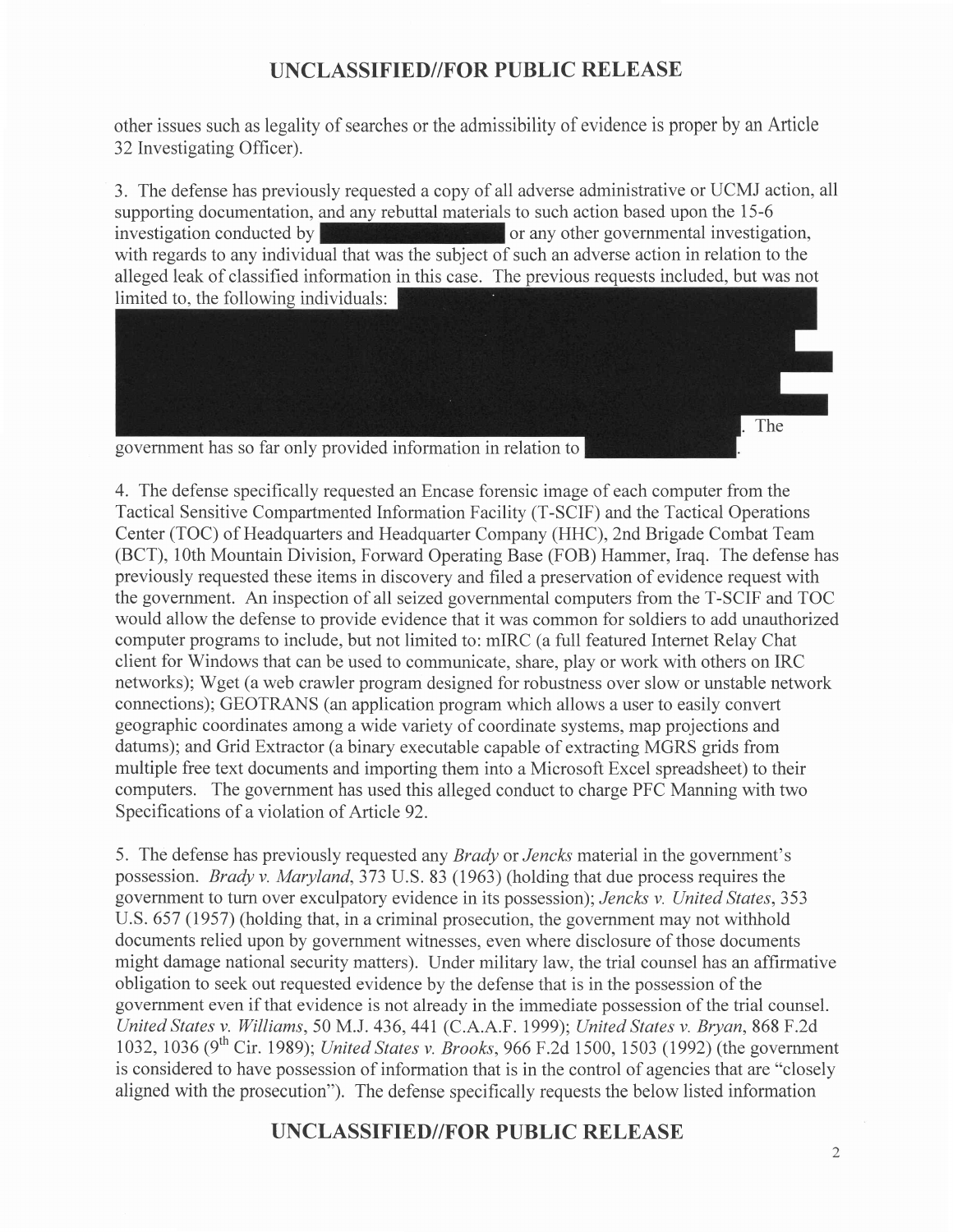other issues such as legality of searches or the admissibility of evidence is proper by an Article 32 Investigating Officer).

3. The defense has previously requested a copy of all adverse administrative or UCMJ action, all supporting documentation, and any rebuttal materials to such action based upon the 15-6 investigation conducted by [REDACTED] or any other governmental investigation, with regards to any individual that was the subject of such an adverse action in relation to the alleged leak of classified information in this case. The previous requests included, but was not limited to, the following individuals: [REDACTED]. The government has so far only provided information in relation to [REDACTED].

4. The defense specifically requested an Encase forensic image of each computer from the Tactical Sensitive Compartmented Information Facility (T-SCIF) and the Tactical Operations Center (TOC) of Headquarters and Headquarter Company (HHC), 2nd Brigade Combat Team (BCT), 10th Mountain Division, Forward Operating Base (FOB) Hammer, Iraq. The defense has previously requested these items in discovery and filed a preservation of evidence request with the government. An inspection of all seized governmental computers from the T-SCIF and TOC would allow the defense to provide evidence that it was common for soldiers to add unauthorized computer programs to include, but not limited to: mIRC (a full featured Internet Relay Chat client for Windows that can be used to communicate, share, play or work with others on IRC networks); Wget (a web crawler program designed for robustness over slow or unstable network connections); GEOTRANS (an application program which allows a user to easily convert geographic coordinates among a wide variety of coordinate systems, map projections and datums); and Grid Extractor (a binary executable capable of extracting MGRS grids from multiple free text documents and importing them into a Microsoft Excel spreadsheet) to their computers. The government has used this alleged conduct to charge PFC Manning with two Specifications of a violation of Article 92.

5. The defense has previously requested any *Brady* or *Jencks* material in the government's possession. *Brady v. Maryland*, 373 U.S. 83 (1963) (holding that due process requires the government to turn over exculpatory evidence in its possession); *Jencks v. United States*, 353 U.S. 657 (1957) (holding that, in a criminal prosecution, the government may not withhold documents relied upon by government witnesses, even where disclosure of those documents might damage national security matters). Under military law, the trial counsel has an affirmative obligation to seek out requested evidence by the defense that is in the possession of the government even if that evidence is not already in the immediate possession of the trial counsel. *United States v. Williams*, 50 M.J. 436, 441 (C.A.A.F. 1999); *United States v. Bryan*, 868 F.2d 1032, 1036 (9th Cir. 1989); *United States v. Brooks*, 966 F.2d 1500, 1503 (1992) (the government is considered to have possession of information that is in the control of agencies that are "closely aligned with the prosecution"). The defense specifically requests the below listed information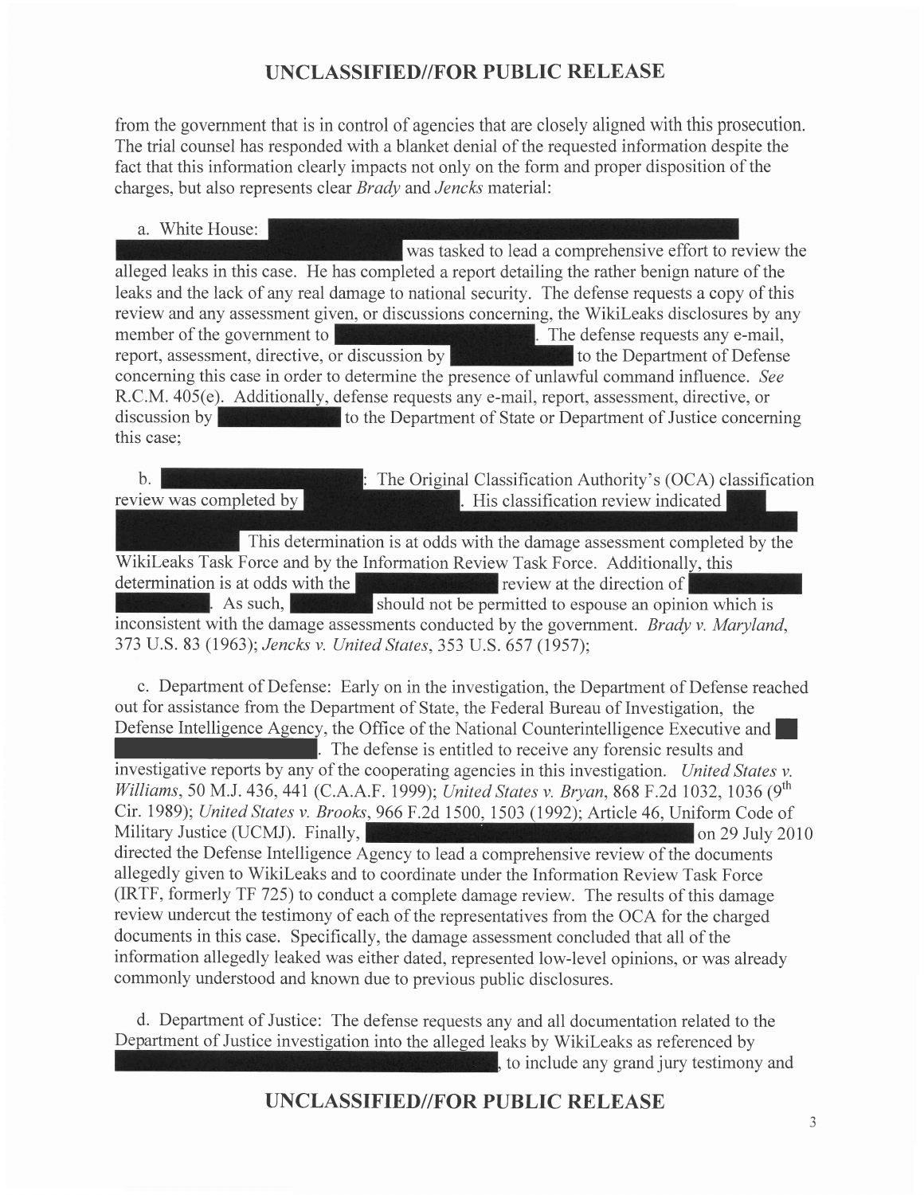from the government that is in control of agencies that are closely aligned with this prosecution. The trial counsel has responded with a blanket denial of the requested information despite the fact that this information clearly impacts not only on the form and proper disposition of the charges, but also represents clear *Brady* and *Jencks* material:

a. White House: [REDACTED] was tasked to lead a comprehensive effort to review the alleged leaks in this case. He has completed a report detailing the rather benign nature of the leaks and the lack of any real damage to national security. The defense requests a copy of this review and any assessment given, or discussions concerning, the WikiLeaks disclosures by any member of the government to [REDACTED]. The defense requests any e-mail, report, assessment, directive, or discussion by [REDACTED] to the Department of Defense concerning this case in order to determine the presence of unlawful command influence. *See* R.C.M. 405(e). Additionally, defense requests any e-mail, report, assessment, directive, or discussion by [REDACTED] to the Department of State or Department of Justice concerning this case;

b. [REDACTED]: The Original Classification Authority's (OCA) classification review was completed by [REDACTED]. His classification review indicated [REDACTED] This determination is at odds with the damage assessment completed by the WikiLeaks Task Force and by the Information Review Task Force. Additionally, this determination is at odds with the [REDACTED] review at the direction of [REDACTED]. As such, [REDACTED] should not be permitted to espouse an opinion which is inconsistent with the damage assessments conducted by the government. *Brady v. Maryland*, 373 U.S. 83 (1963); *Jencks v. United States*, 353 U.S. 657 (1957);

c. Department of Defense: Early on in the investigation, the Department of Defense reached out for assistance from the Department of State, the Federal Bureau of Investigation, the Defense Intelligence Agency, the Office of the National Counterintelligence Executive and [REDACTED]. The defense is entitled to receive any forensic results and investigative reports by any of the cooperating agencies in this investigation. *United States v. Williams*, 50 M.J. 436, 441 (C.A.A.F. 1999); *United States v. Bryan*, 868 F.2d 1032, 1036 (9th Cir. 1989); *United States v. Brooks*, 966 F.2d 1500, 1503 (1992); Article 46, Uniform Code of Military Justice (UCMJ). Finally, [REDACTED] on 29 July 2010 directed the Defense Intelligence Agency to lead a comprehensive review of the documents allegedly given to WikiLeaks and to coordinate under the Information Review Task Force (IRTF, formerly TF 725) to conduct a complete damage review. The results of this damage review undercut the testimony of each of the representatives from the OCA for the charged documents in this case. Specifically, the damage assessment concluded that all of the information allegedly leaked was either dated, represented low-level opinions, or was already commonly understood and known due to previous public disclosures.

d. Department of Justice: The defense requests any and all documentation related to the Department of Justice investigation into the alleged leaks by WikiLeaks as referenced by [REDACTED], to include any grand jury testimony and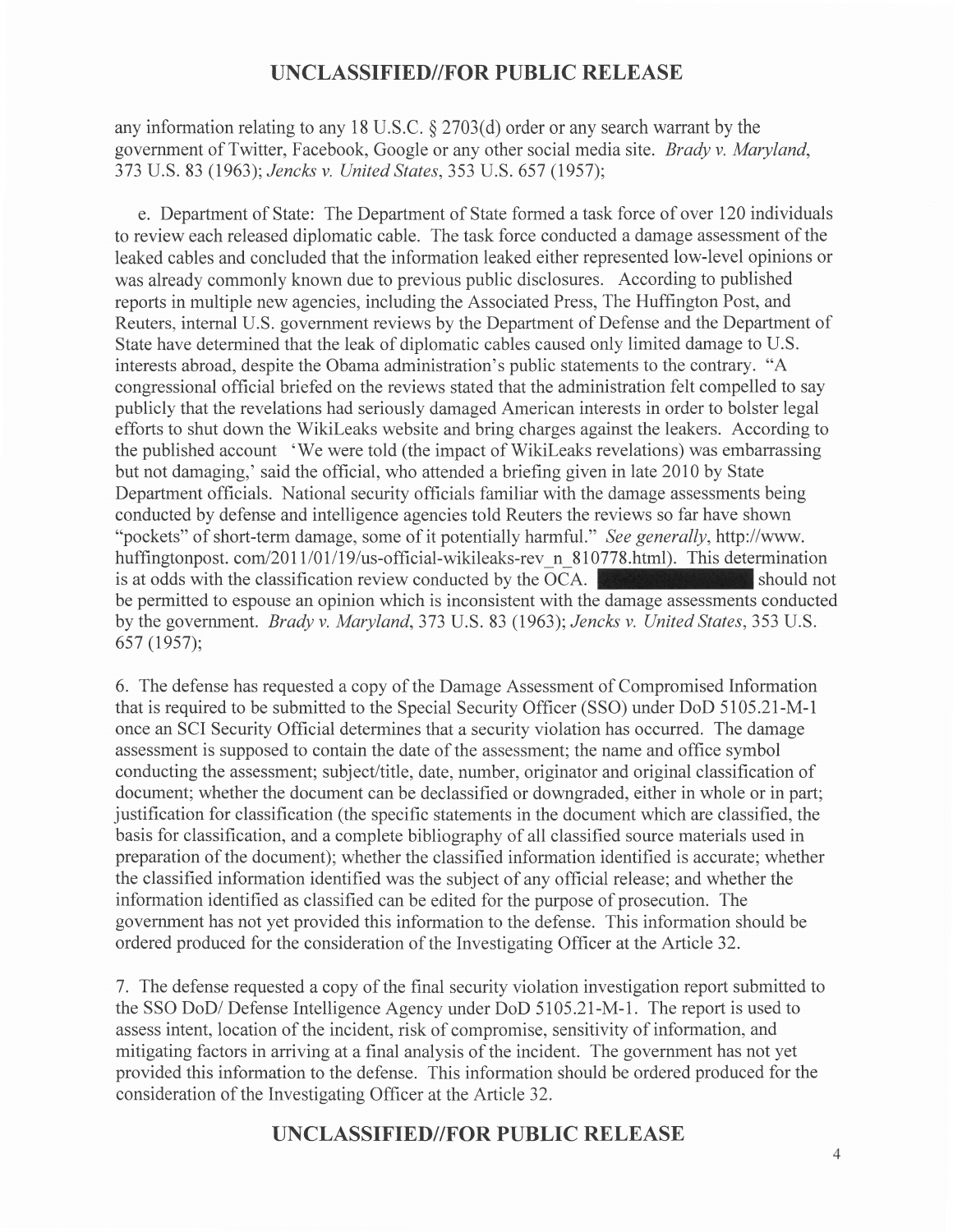any information relating to any 18 U.S.C. § 2703(d) order or any search warrant by the government of Twitter, Facebook, Google or any other social media site. *Brady v. Maryland*, 373 U.S. 83 (1963); *Jencks v. United States*, 353 U.S. 657 (1957);

e. Department of State: The Department of State formed a task force of over 120 individuals to review each released diplomatic cable. The task force conducted a damage assessment of the leaked cables and concluded that the information leaked either represented low-level opinions or was already commonly known due to previous public disclosures. According to published reports in multiple new agencies, including the Associated Press, The Huffington Post, and Reuters, internal U.S. government reviews by the Department of Defense and the Department of State have determined that the leak of diplomatic cables caused only limited damage to U.S. interests abroad, despite the Obama administration's public statements to the contrary. "A congressional official briefed on the reviews stated that the administration felt compelled to say publicly that the revelations had seriously damaged American interests in order to bolster legal efforts to shut down the WikiLeaks website and bring charges against the leakers. According to the published account 'We were told (the impact of WikiLeaks revelations) was embarrassing but not damaging,' said the official, who attended a briefing given in late 2010 by State Department officials. National security officials familiar with the damage assessments being conducted by defense and intelligence agencies told Reuters the reviews so far have shown "pockets" of short-term damage, some of it potentially harmful." *See generally*, http://www.huffingtonpost.com/2011/01/19/us-official-wikileaks-rev_n_810778.html). This determination is at odds with the classification review conducted by the OCA. [REDACTED] should not be permitted to espouse an opinion which is inconsistent with the damage assessments conducted by the government. *Brady v. Maryland*, 373 U.S. 83 (1963); *Jencks v. United States*, 353 U.S. 657 (1957);

6. The defense has requested a copy of the Damage Assessment of Compromised Information that is required to be submitted to the Special Security Officer (SSO) under DoD 5105.21-M-1 once an SCI Security Official determines that a security violation has occurred. The damage assessment is supposed to contain the date of the assessment; the name and office symbol conducting the assessment; subject/title, date, number, originator and original classification of document; whether the document can be declassified or downgraded, either in whole or in part; justification for classification (the specific statements in the document which are classified, the basis for classification, and a complete bibliography of all classified source materials used in preparation of the document); whether the classified information identified is accurate; whether the classified information identified was the subject of any official release; and whether the information identified as classified can be edited for the purpose of prosecution. The government has not yet provided this information to the defense. This information should be ordered produced for the consideration of the Investigating Officer at the Article 32.

7. The defense requested a copy of the final security violation investigation report submitted to the SSO DoD/ Defense Intelligence Agency under DoD 5105.21-M-1. The report is used to assess intent, location of the incident, risk of compromise, sensitivity of information, and mitigating factors in arriving at a final analysis of the incident. The government has not yet provided this information to the defense. This information should be ordered produced for the consideration of the Investigating Officer at the Article 32.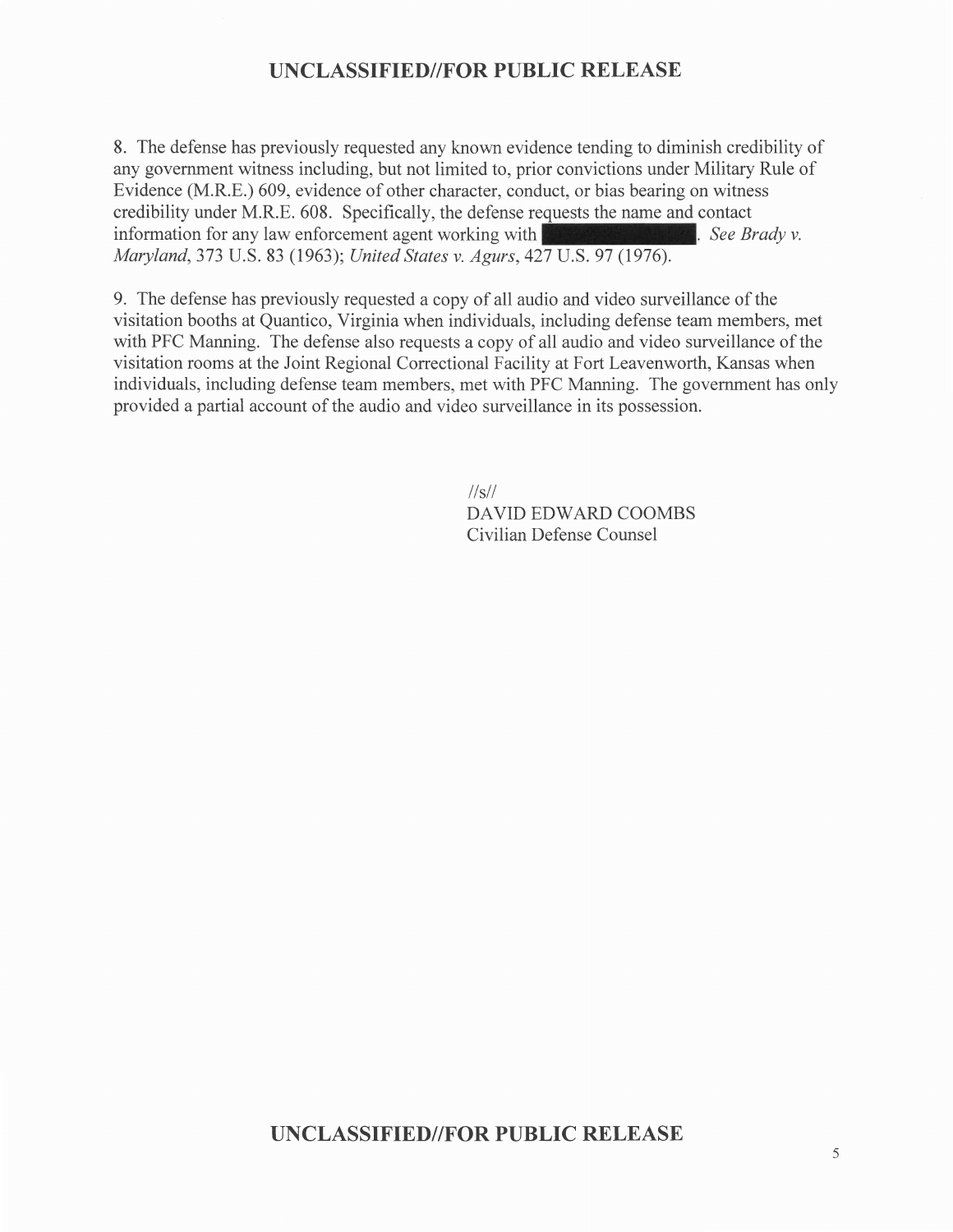8. The defense has previously requested any known evidence tending to diminish credibility of any government witness including, but not limited to, prior convictions under Military Rule of Evidence (M.R.E.) 609, evidence of other character, conduct, or bias bearing on witness credibility under M.R.E. 608. Specifically, the defense requests the name and contact information for any law enforcement agent working with ██████████. *See Brady v. Maryland*, 373 U.S. 83 (1963); *United States v. Agurs*, 427 U.S. 97 (1976).

9. The defense has previously requested a copy of all audio and video surveillance of the visitation booths at Quantico, Virginia when individuals, including defense team members, met with PFC Manning. The defense also requests a copy of all audio and video surveillance of the visitation rooms at the Joint Regional Correctional Facility at Fort Leavenworth, Kansas when individuals, including defense team members, met with PFC Manning. The government has only provided a partial account of the audio and video surveillance in its possession.

//s//
DAVID EDWARD COOMBS
Civilian Defense Counsel